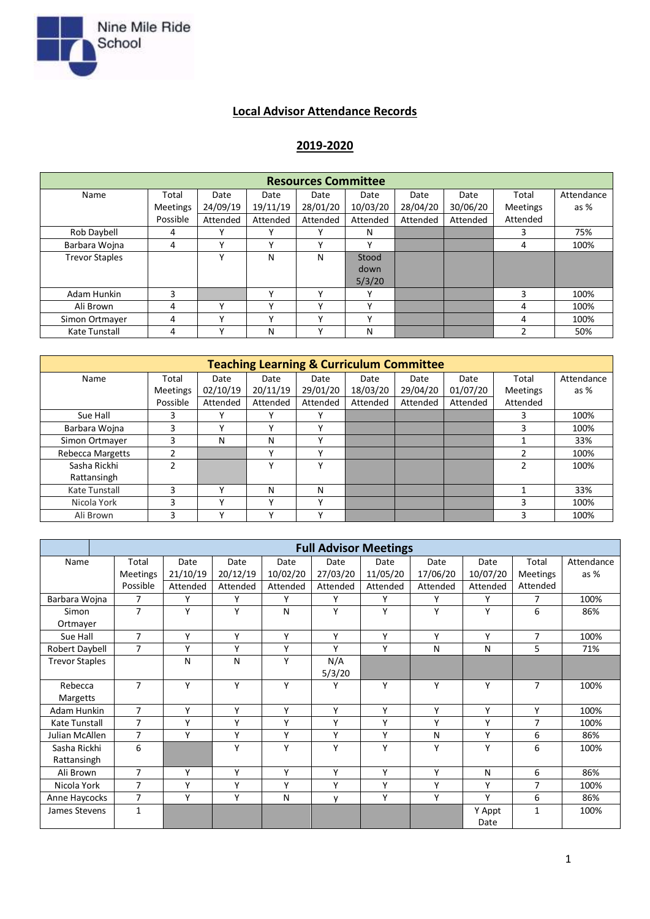Nine Mile Ride School

# Local Advisor Attendance Records

## 2019-2020

| Resources Committee | | | | | | | | | |
|---|---|---|---|---|---|---|---|---|---|
| Name | Total Meetings Possible | Date 24/09/19 Attended | Date 19/11/19 Attended | Date 28/01/20 Attended | Date 10/03/20 Attended | Date 28/04/20 Attended | Date 30/06/20 Attended | Total Meetings Attended | Attendance as % |
| Rob Daybell | 4 | Y | Y | Y | N | | | 3 | 75% |
| Barbara Wojna | 4 | Y | Y | Y | Y | | | 4 | 100% |
| Trevor Staples | | Y | N | N | Stood down 5/3/20 | | | | |
| Adam Hunkin | 3 | | Y | Y | Y | | | 3 | 100% |
| Ali Brown | 4 | Y | Y | Y | Y | | | 4 | 100% |
| Simon Ortmayer | 4 | Y | Y | Y | Y | | | 4 | 100% |
| Kate Tunstall | 4 | Y | N | Y | N | | | 2 | 50% |

| Teaching Learning & Curriculum Committee | | | | | | | | | |
|---|---|---|---|---|---|---|---|---|---|
| Name | Total Meetings Possible | Date 02/10/19 Attended | Date 20/11/19 Attended | Date 29/01/20 Attended | Date 18/03/20 Attended | Date 29/04/20 Attended | Date 01/07/20 Attended | Total Meetings Attended | Attendance as % |
| Sue Hall | 3 | Y | Y | Y | | | | 3 | 100% |
| Barbara Wojna | 3 | Y | Y | Y | | | | 3 | 100% |
| Simon Ortmayer | 3 | N | N | Y | | | | 1 | 33% |
| Rebecca Margetts | 2 | | Y | Y | | | | 2 | 100% |
| Sasha Rickhi Rattansingh | 2 | | Y | Y | | | | 2 | 100% |
| Kate Tunstall | 3 | Y | N | N | | | | 1 | 33% |
| Nicola York | 3 | Y | Y | Y | | | | 3 | 100% |
| Ali Brown | 3 | Y | Y | Y | | | | 3 | 100% |

| Full Advisor Meetings | | | | | | | | | | |
|---|---|---|---|---|---|---|---|---|---|---|
| Name | Total Meetings Possible | Date 21/10/19 Attended | Date 20/12/19 Attended | Date 10/02/20 Attended | Date 27/03/20 Attended | Date 11/05/20 Attended | Date 17/06/20 Attended | Date 10/07/20 Attended | Total Meetings Attended | Attendance as % |
| Barbara Wojna | 7 | Y | Y | Y | Y | Y | Y | Y | 7 | 100% |
| Simon Ortmayer | 7 | Y | Y | N | Y | Y | Y | Y | 6 | 86% |
| Sue Hall | 7 | Y | Y | Y | Y | Y | Y | Y | 7 | 100% |
| Robert Daybell | 7 | Y | Y | Y | Y | Y | N | N | 5 | 71% |
| Trevor Staples | | N | N | Y | N/A 5/3/20 | | | | | |
| Rebecca Margetts | 7 | Y | Y | Y | Y | Y | Y | Y | 7 | 100% |
| Adam Hunkin | 7 | Y | Y | Y | Y | Y | Y | Y | Y | 100% |
| Kate Tunstall | 7 | Y | Y | Y | Y | Y | Y | Y | 7 | 100% |
| Julian McAllen | 7 | Y | Y | Y | Y | Y | N | Y | 6 | 86% |
| Sasha Rickhi Rattansingh | 6 | | Y | Y | Y | Y | Y | Y | 6 | 100% |
| Ali Brown | 7 | Y | Y | Y | Y | Y | Y | N | 6 | 86% |
| Nicola York | 7 | Y | Y | Y | Y | Y | Y | Y | 7 | 100% |
| Anne Haycocks | 7 | Y | Y | N | y | Y | Y | Y | 6 | 86% |
| James Stevens | 1 | | | | | | | Y Appt Date | 1 | 100% |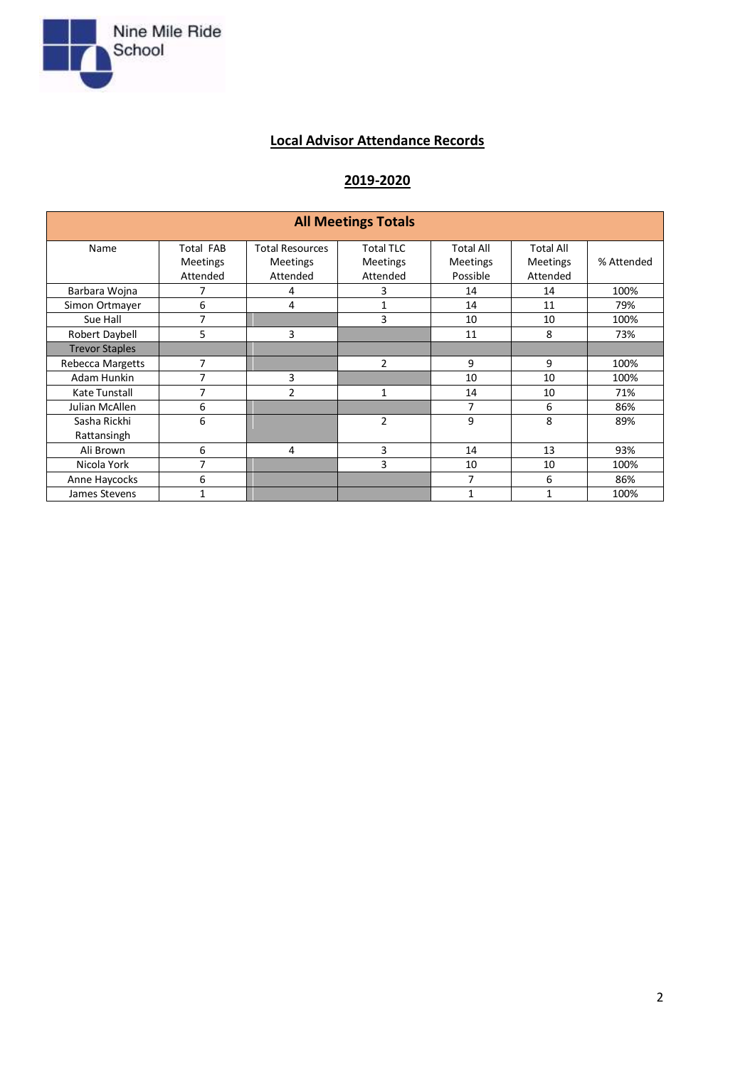Nine Mile Ride School

## Local Advisor Attendance Records

## 2019-2020

| All Meetings Totals | | | | | | |
|---|---|---|---|---|---|---|
| Name | Total FAB Meetings Attended | Total Resources Meetings Attended | Total TLC Meetings Attended | Total All Meetings Possible | Total All Meetings Attended | % Attended |
| Barbara Wojna | 7 | 4 | 3 | 14 | 14 | 100% |
| Simon Ortmayer | 6 | 4 | 1 | 14 | 11 | 79% |
| Sue Hall | 7 | | 3 | 10 | 10 | 100% |
| Robert Daybell | 5 | 3 | | 11 | 8 | 73% |
| Trevor Staples | | | | | | |
| Rebecca Margetts | 7 | | 2 | 9 | 9 | 100% |
| Adam Hunkin | 7 | 3 | | 10 | 10 | 100% |
| Kate Tunstall | 7 | 2 | 1 | 14 | 10 | 71% |
| Julian McAllen | 6 | | | 7 | 6 | 86% |
| Sasha Rickhi Rattansingh | 6 | | 2 | 9 | 8 | 89% |
| Ali Brown | 6 | 4 | 3 | 14 | 13 | 93% |
| Nicola York | 7 | | 3 | 10 | 10 | 100% |
| Anne Haycocks | 6 | | | 7 | 6 | 86% |
| James Stevens | 1 | | | 1 | 1 | 100% |